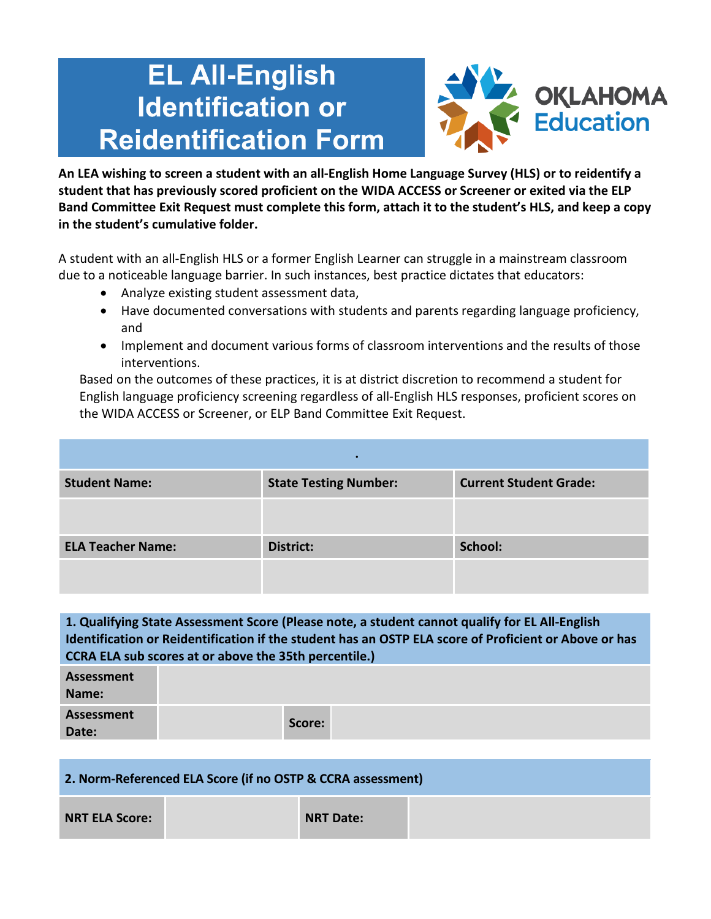# EL All-English Identification or Reidentification Form

OKLAHOMA Education

**An LEA wishing to screen a student with an all-English Home Language Survey (HLS) or to reidentify a student that has previously scored proficient on the WIDA ACCESS or Screener or exited via the ELP Band Committee Exit Request must complete this form, attach it to the student's HLS, and keep a copy in the student's cumulative folder.**

A student with an all-English HLS or a former English Learner can struggle in a mainstream classroom due to a noticeable language barrier. In such instances, best practice dictates that educators:

- Analyze existing student assessment data,
- Have documented conversations with students and parents regarding language proficiency, and
- Implement and document various forms of classroom interventions and the results of those interventions.

Based on the outcomes of these practices, it is at district discretion to recommend a student for English language proficiency screening regardless of all-English HLS responses, proficient scores on the WIDA ACCESS or Screener, or ELP Band Committee Exit Request.

| **Student Name:** | **State Testing Number:** | **Current Student Grade:** |
|---|---|---|
| | | |
| **ELA Teacher Name:** | **District:** | **School:** |
| | | |

| **1. Qualifying State Assessment Score (Please note, a student cannot qualify for EL All-English Identification or Reidentification if the student has an OSTP ELA score of Proficient or Above or has CCRA ELA sub scores at or above the 35th percentile.)** | | | |
|---|---|---|---|
| **Assessment Name:** | | | |
| **Assessment Date:** | | **Score:** | |

| **2. Norm-Referenced ELA Score (if no OSTP & CCRA assessment)** | | | |
|---|---|---|---|
| **NRT ELA Score:** | | **NRT Date:** | |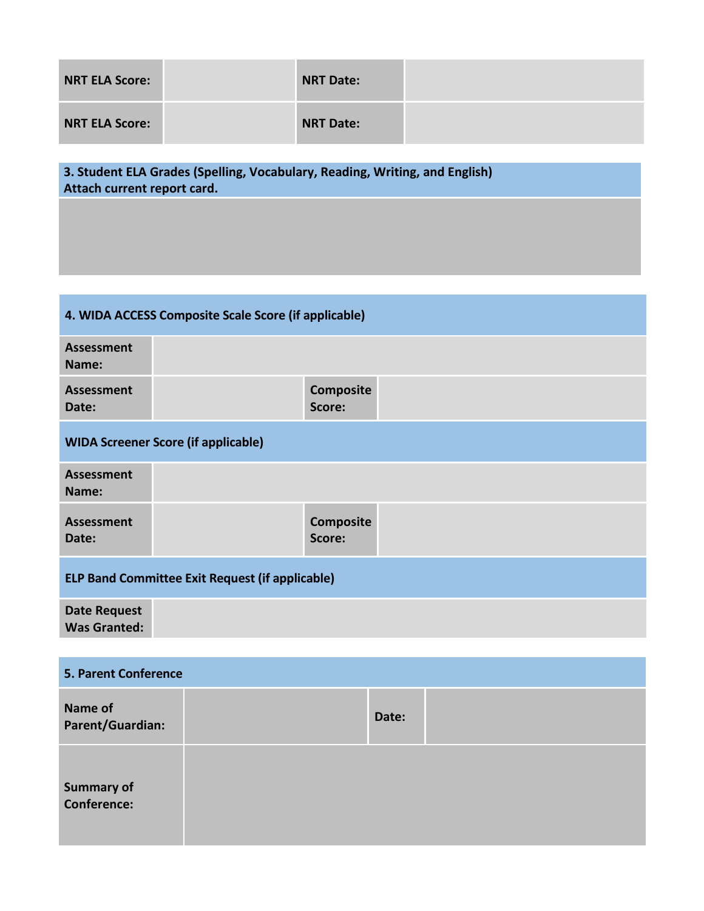| NRT ELA Score: | | NRT Date: | |
|---|---|---|---|
| NRT ELA Score: | | NRT Date: | |

| **3. Student ELA Grades (Spelling, Vocabulary, Reading, Writing, and English)** **Attach current report card.** |
|---|
| |

| **4. WIDA ACCESS Composite Scale Score (if applicable)** | | | |
|---|---|---|---|
| **Assessment Name:** | | | |
| **Assessment Date:** | | **Composite Score:** | |
| **WIDA Screener Score (if applicable)** | | | |
| **Assessment Name:** | | | |
| **Assessment Date:** | | **Composite Score:** | |
| **ELP Band Committee Exit Request (if applicable)** | | | |
| **Date Request Was Granted:** | | | |

| **5. Parent Conference** | | | |
|---|---|---|---|
| **Name of Parent/Guardian:** | | **Date:** | |
| **Summary of Conference:** | | | |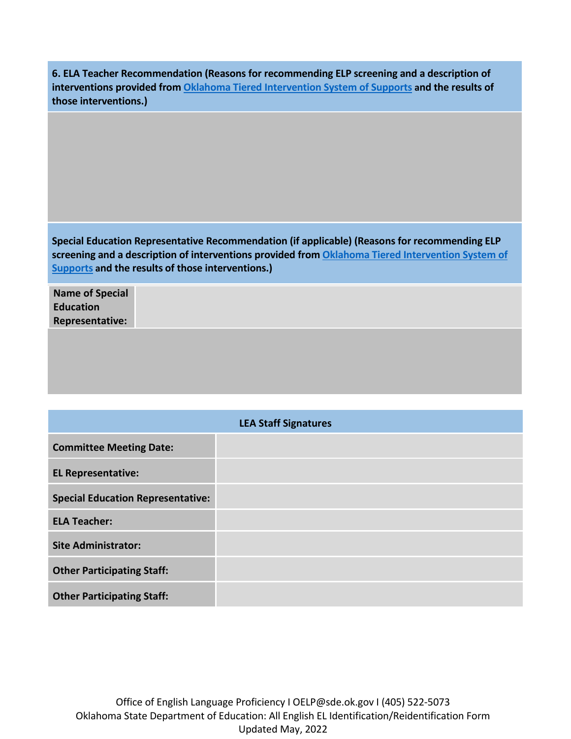**6. ELA Teacher Recommendation (Reasons for recommending ELP screening and a description of interventions provided from Oklahoma Tiered Intervention System of Supports and the results of those interventions.)**

**Special Education Representative Recommendation (if applicable) (Reasons for recommending ELP screening and a description of interventions provided from Oklahoma Tiered Intervention System of Supports and the results of those interventions.)**

| | |
|---|---|
| **Name of Special Education Representative:** | |

| LEA Staff Signatures | |
|---|---|
| **Committee Meeting Date:** | |
| **EL Representative:** | |
| **Special Education Representative:** | |
| **ELA Teacher:** | |
| **Site Administrator:** | |
| **Other Participating Staff:** | |
| **Other Participating Staff:** | |

Office of English Language Proficiency I OELP@sde.ok.gov I (405) 522-5073
Oklahoma State Department of Education: All English EL Identification/Reidentification Form
Updated May, 2022